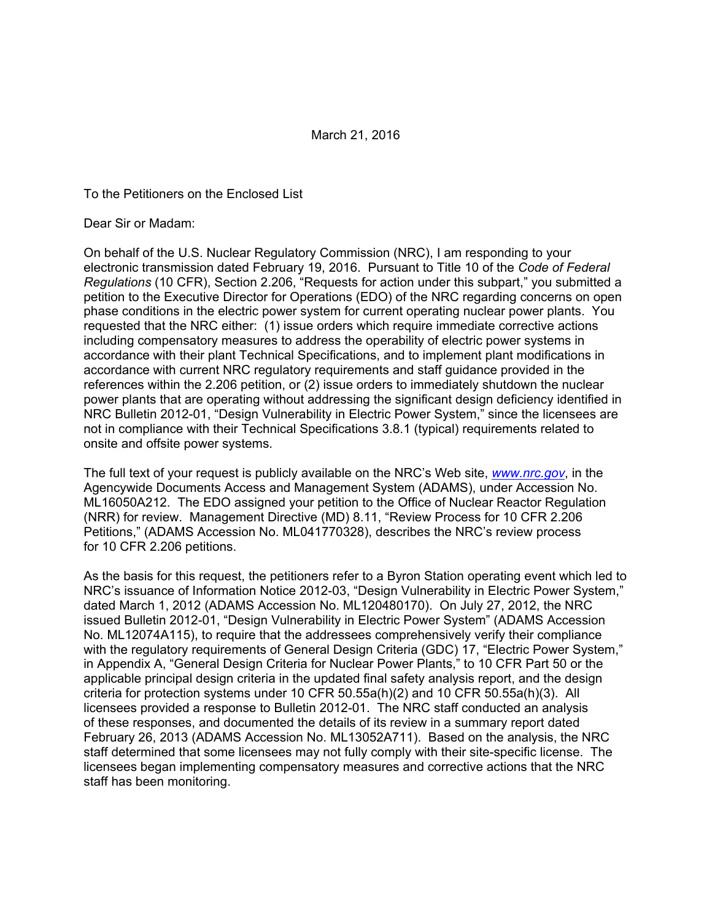March 21, 2016

To the Petitioners on the Enclosed List

Dear Sir or Madam:

On behalf of the U.S. Nuclear Regulatory Commission (NRC), I am responding to your electronic transmission dated February 19, 2016. Pursuant to Title 10 of the *Code of Federal Regulations* (10 CFR), Section 2.206, "Requests for action under this subpart," you submitted a petition to the Executive Director for Operations (EDO) of the NRC regarding concerns on open phase conditions in the electric power system for current operating nuclear power plants. You requested that the NRC either: (1) issue orders which require immediate corrective actions including compensatory measures to address the operability of electric power systems in accordance with their plant Technical Specifications, and to implement plant modifications in accordance with current NRC regulatory requirements and staff guidance provided in the references within the 2.206 petition, or (2) issue orders to immediately shutdown the nuclear power plants that are operating without addressing the significant design deficiency identified in NRC Bulletin 2012-01, "Design Vulnerability in Electric Power System," since the licensees are not in compliance with their Technical Specifications 3.8.1 (typical) requirements related to onsite and offsite power systems.

The full text of your request is publicly available on the NRC's Web site, *www.nrc.gov*, in the Agencywide Documents Access and Management System (ADAMS), under Accession No. ML16050A212. The EDO assigned your petition to the Office of Nuclear Reactor Regulation (NRR) for review. Management Directive (MD) 8.11, "Review Process for 10 CFR 2.206 Petitions," (ADAMS Accession No. ML041770328), describes the NRC's review process for 10 CFR 2.206 petitions.

As the basis for this request, the petitioners refer to a Byron Station operating event which led to NRC's issuance of Information Notice 2012-03, "Design Vulnerability in Electric Power System," dated March 1, 2012 (ADAMS Accession No. ML120480170). On July 27, 2012, the NRC issued Bulletin 2012-01, "Design Vulnerability in Electric Power System" (ADAMS Accession No. ML12074A115), to require that the addressees comprehensively verify their compliance with the regulatory requirements of General Design Criteria (GDC) 17, "Electric Power System," in Appendix A, "General Design Criteria for Nuclear Power Plants," to 10 CFR Part 50 or the applicable principal design criteria in the updated final safety analysis report, and the design criteria for protection systems under 10 CFR 50.55a(h)(2) and 10 CFR 50.55a(h)(3). All licensees provided a response to Bulletin 2012-01. The NRC staff conducted an analysis of these responses, and documented the details of its review in a summary report dated February 26, 2013 (ADAMS Accession No. ML13052A711). Based on the analysis, the NRC staff determined that some licensees may not fully comply with their site-specific license. The licensees began implementing compensatory measures and corrective actions that the NRC staff has been monitoring.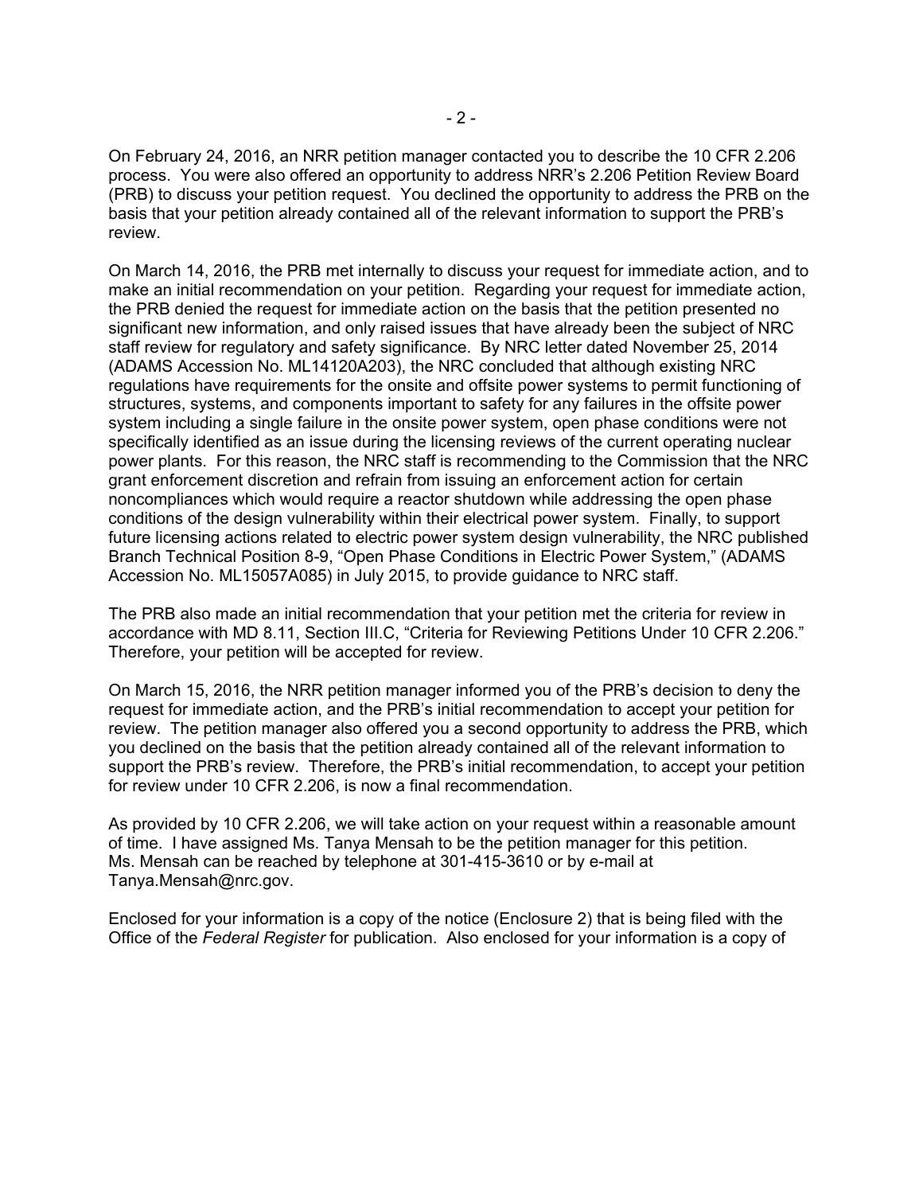On February 24, 2016, an NRR petition manager contacted you to describe the 10 CFR 2.206 process. You were also offered an opportunity to address NRR's 2.206 Petition Review Board (PRB) to discuss your petition request. You declined the opportunity to address the PRB on the basis that your petition already contained all of the relevant information to support the PRB's review.

On March 14, 2016, the PRB met internally to discuss your request for immediate action, and to make an initial recommendation on your petition. Regarding your request for immediate action, the PRB denied the request for immediate action on the basis that the petition presented no significant new information, and only raised issues that have already been the subject of NRC staff review for regulatory and safety significance. By NRC letter dated November 25, 2014 (ADAMS Accession No. ML14120A203), the NRC concluded that although existing NRC regulations have requirements for the onsite and offsite power systems to permit functioning of structures, systems, and components important to safety for any failures in the offsite power system including a single failure in the onsite power system, open phase conditions were not specifically identified as an issue during the licensing reviews of the current operating nuclear power plants. For this reason, the NRC staff is recommending to the Commission that the NRC grant enforcement discretion and refrain from issuing an enforcement action for certain noncompliances which would require a reactor shutdown while addressing the open phase conditions of the design vulnerability within their electrical power system. Finally, to support future licensing actions related to electric power system design vulnerability, the NRC published Branch Technical Position 8-9, "Open Phase Conditions in Electric Power System," (ADAMS Accession No. ML15057A085) in July 2015, to provide guidance to NRC staff.

The PRB also made an initial recommendation that your petition met the criteria for review in accordance with MD 8.11, Section III.C, "Criteria for Reviewing Petitions Under 10 CFR 2.206." Therefore, your petition will be accepted for review.

On March 15, 2016, the NRR petition manager informed you of the PRB's decision to deny the request for immediate action, and the PRB's initial recommendation to accept your petition for review. The petition manager also offered you a second opportunity to address the PRB, which you declined on the basis that the petition already contained all of the relevant information to support the PRB's review. Therefore, the PRB's initial recommendation, to accept your petition for review under 10 CFR 2.206, is now a final recommendation.

As provided by 10 CFR 2.206, we will take action on your request within a reasonable amount of time. I have assigned Ms. Tanya Mensah to be the petition manager for this petition. Ms. Mensah can be reached by telephone at 301-415-3610 or by e-mail at Tanya.Mensah@nrc.gov.

Enclosed for your information is a copy of the notice (Enclosure 2) that is being filed with the Office of the *Federal Register* for publication. Also enclosed for your information is a copy of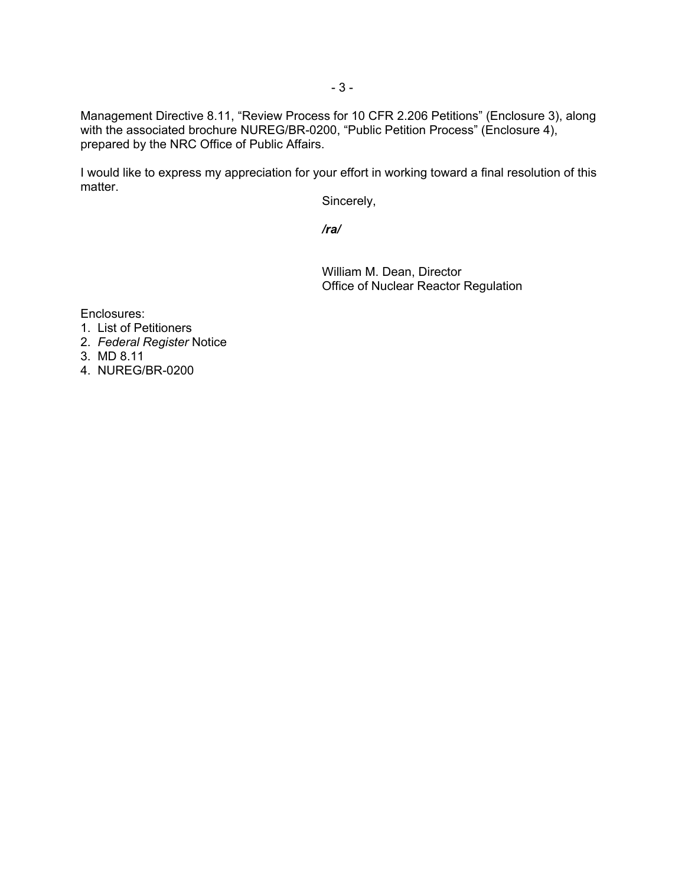Management Directive 8.11, “Review Process for 10 CFR 2.206 Petitions” (Enclosure 3), along with the associated brochure NUREG/BR-0200, “Public Petition Process” (Enclosure 4), prepared by the NRC Office of Public Affairs.

I would like to express my appreciation for your effort in working toward a final resolution of this matter.

Sincerely,

***/ra/***

William M. Dean, Director
Office of Nuclear Reactor Regulation

Enclosures:
1. List of Petitioners
2. *Federal Register* Notice
3. MD 8.11
4. NUREG/BR-0200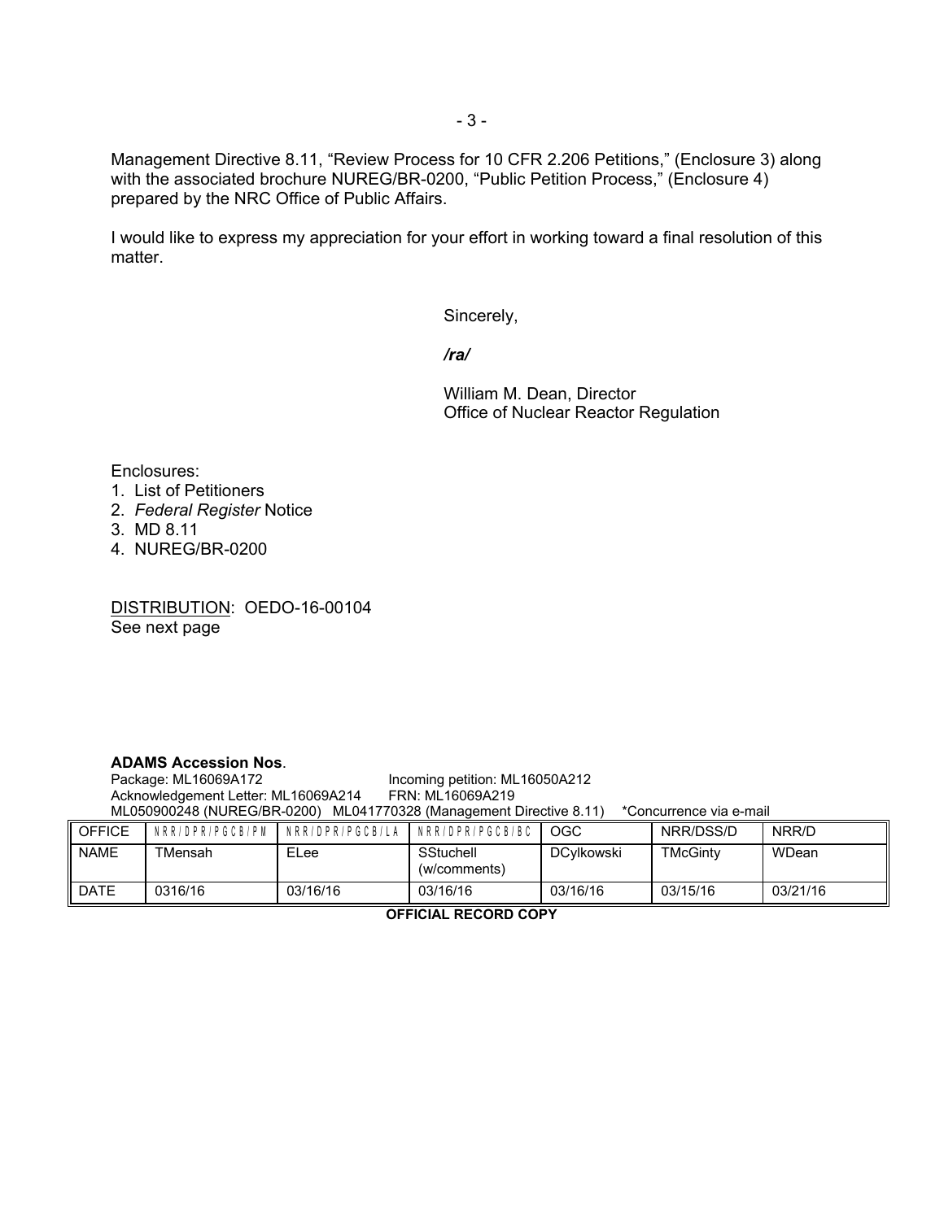Management Directive 8.11, "Review Process for 10 CFR 2.206 Petitions," (Enclosure 3) along with the associated brochure NUREG/BR-0200, "Public Petition Process," (Enclosure 4) prepared by the NRC Office of Public Affairs.

I would like to express my appreciation for your effort in working toward a final resolution of this matter.

Sincerely,

***/ra/***

William M. Dean, Director
Office of Nuclear Reactor Regulation

Enclosures:
1. List of Petitioners
2. *Federal Register* Notice
3. MD 8.11
4. NUREG/BR-0200

DISTRIBUTION: OEDO-16-00104
See next page

**ADAMS Accession Nos**.
Package: ML16069A172 Incoming petition: ML16050A212
Acknowledgement Letter: ML16069A214 FRN: ML16069A219
ML050900248 (NUREG/BR-0200) ML041770328 (Management Directive 8.11) *Concurrence via e-mail

| OFFICE | NRR/DPR/PGCB/PM | NRR/DPR/PGCB/LA | NRR/DPR/PGCB/BC | OGC | NRR/DSS/D | NRR/D |
|---|---|---|---|---|---|---|
| NAME | TMensah | ELee | SStuchell (w/comments) | DCylkowski | TMcGinty | WDean |
| DATE | 0316/16 | 03/16/16 | 03/16/16 | 03/16/16 | 03/15/16 | 03/21/16 |

**OFFICIAL RECORD COPY**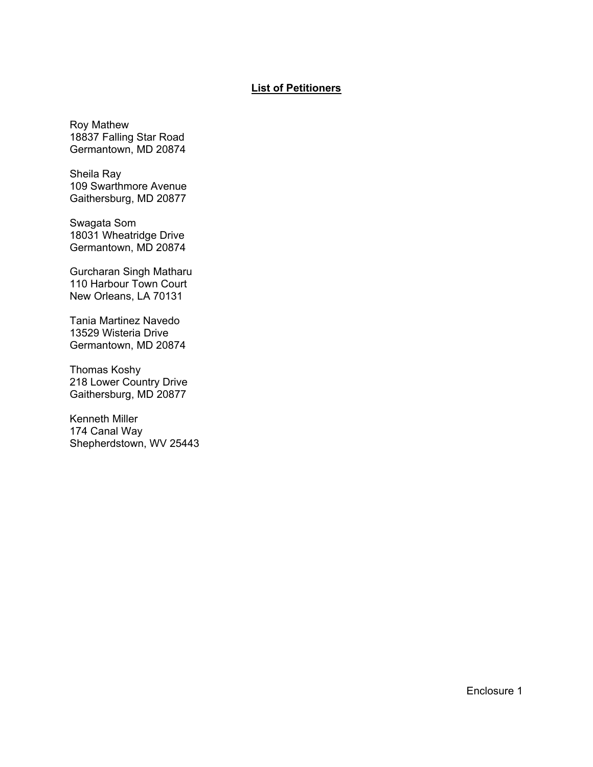**List of Petitioners**

Roy Mathew
18837 Falling Star Road
Germantown, MD 20874

Sheila Ray
109 Swarthmore Avenue
Gaithersburg, MD 20877

Swagata Som
18031 Wheatridge Drive
Germantown, MD 20874

Gurcharan Singh Matharu
110 Harbour Town Court
New Orleans, LA 70131

Tania Martinez Navedo
13529 Wisteria Drive
Germantown, MD 20874

Thomas Koshy
218 Lower Country Drive
Gaithersburg, MD 20877

Kenneth Miller
174 Canal Way
Shepherdstown, WV 25443

Enclosure 1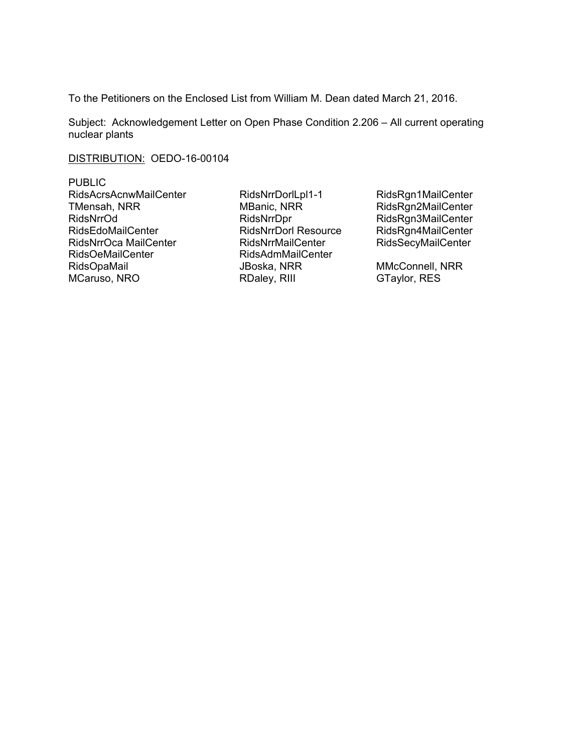To the Petitioners on the Enclosed List from William M. Dean dated March 21, 2016.

Subject: Acknowledgement Letter on Open Phase Condition 2.206 – All current operating nuclear plants

<u>DISTRIBUTION:</u> OEDO-16-00104

| PUBLIC | | |
|---|---|---|
| RidsAcrsAcnwMailCenter | RidsNrrDorlLpl1-1 | RidsRgn1MailCenter |
| TMensah, NRR | MBanic, NRR | RidsRgn2MailCenter |
| RidsNrrOd | RidsNrrDpr | RidsRgn3MailCenter |
| RidsEdoMailCenter | RidsNrrDorl Resource | RidsRgn4MailCenter |
| RidsNrrOca MailCenter | RidsNrrMailCenter | RidsSecyMailCenter |
| RidsOeMailCenter | RidsAdmMailCenter | |
| RidsOpaMail | JBoska, NRR | MMcConnell, NRR |
| MCaruso, NRO | RDaley, RIII | GTaylor, RES |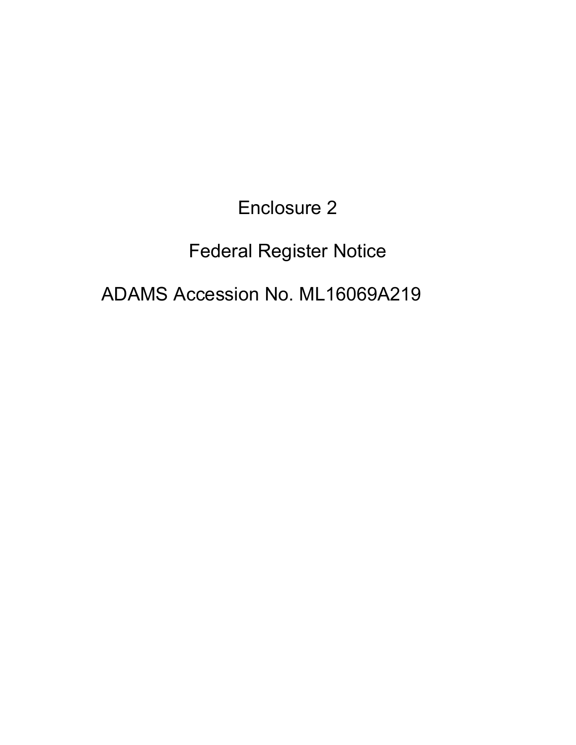Enclosure 2

Federal Register Notice

ADAMS Accession No. ML16069A219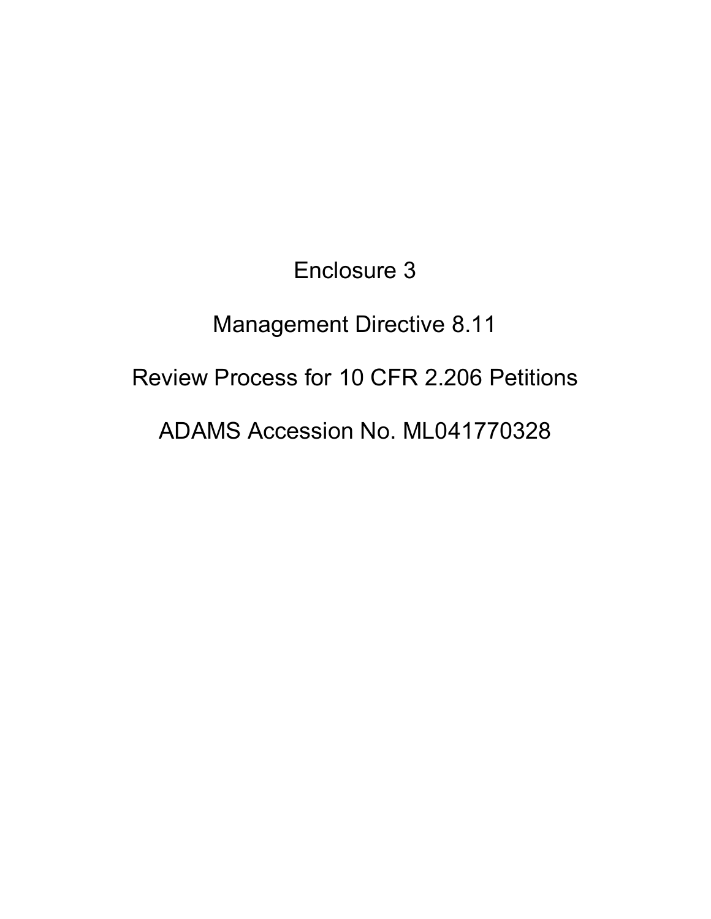Enclosure 3

Management Directive 8.11

Review Process for 10 CFR 2.206 Petitions

ADAMS Accession No. ML041770328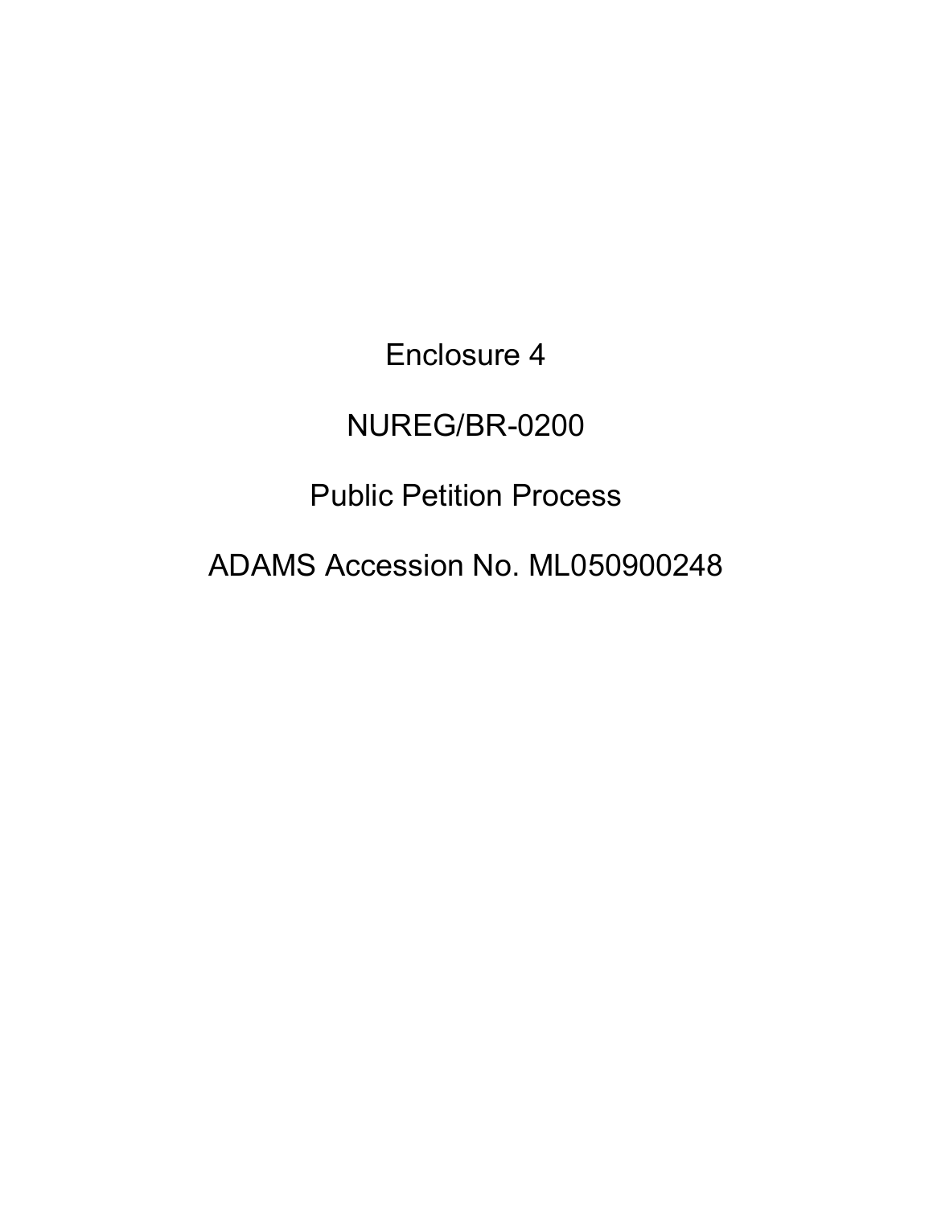Enclosure 4

NUREG/BR-0200

Public Petition Process

ADAMS Accession No. ML050900248